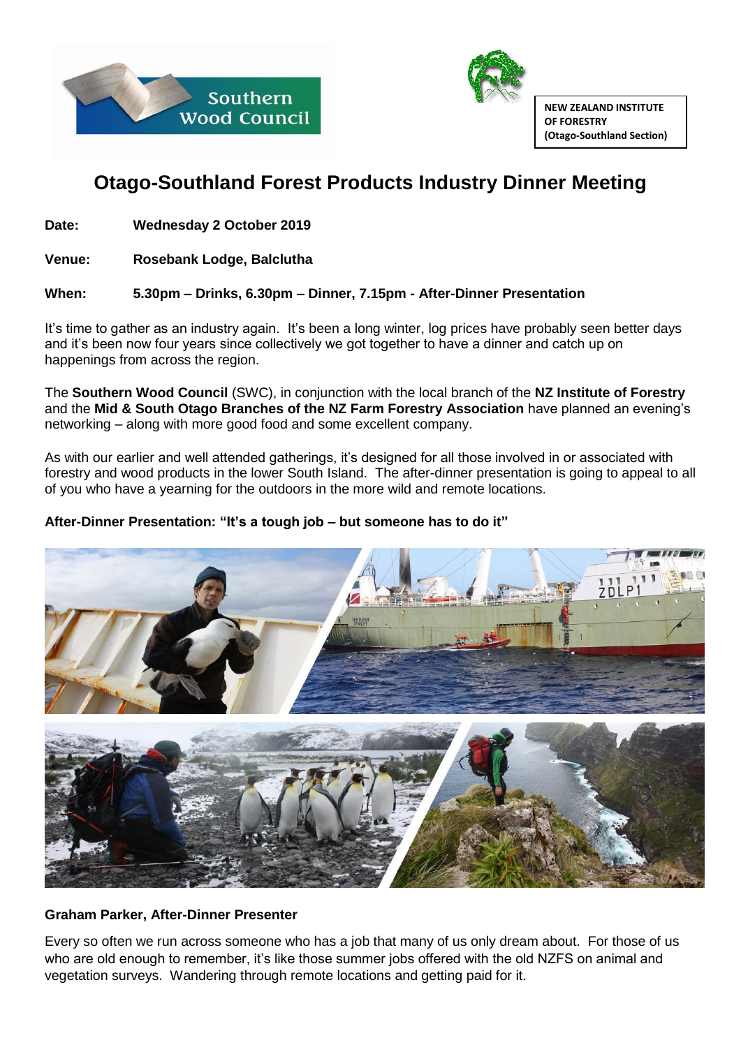Southern Wood Council

NEW ZEALAND INSTITUTE OF FORESTRY (Otago-Southland Section)

# Otago-Southland Forest Products Industry Dinner Meeting

**Date:** **Wednesday 2 October 2019**

**Venue:** **Rosebank Lodge, Balclutha**

**When:** **5.30pm – Drinks, 6.30pm – Dinner, 7.15pm - After-Dinner Presentation**

It's time to gather as an industry again. It's been a long winter, log prices have probably seen better days and it's been now four years since collectively we got together to have a dinner and catch up on happenings from across the region.

The **Southern Wood Council** (SWC), in conjunction with the local branch of the **NZ Institute of Forestry** and the **Mid & South Otago Branches of the NZ Farm Forestry Association** have planned an evening's networking – along with more good food and some excellent company.

As with our earlier and well attended gatherings, it's designed for all those involved in or associated with forestry and wood products in the lower South Island. The after-dinner presentation is going to appeal to all of you who have a yearning for the outdoors in the more wild and remote locations.

**After-Dinner Presentation: "It's a tough job – but someone has to do it"**

**Graham Parker, After-Dinner Presenter**

Every so often we run across someone who has a job that many of us only dream about. For those of us who are old enough to remember, it's like those summer jobs offered with the old NZFS on animal and vegetation surveys. Wandering through remote locations and getting paid for it.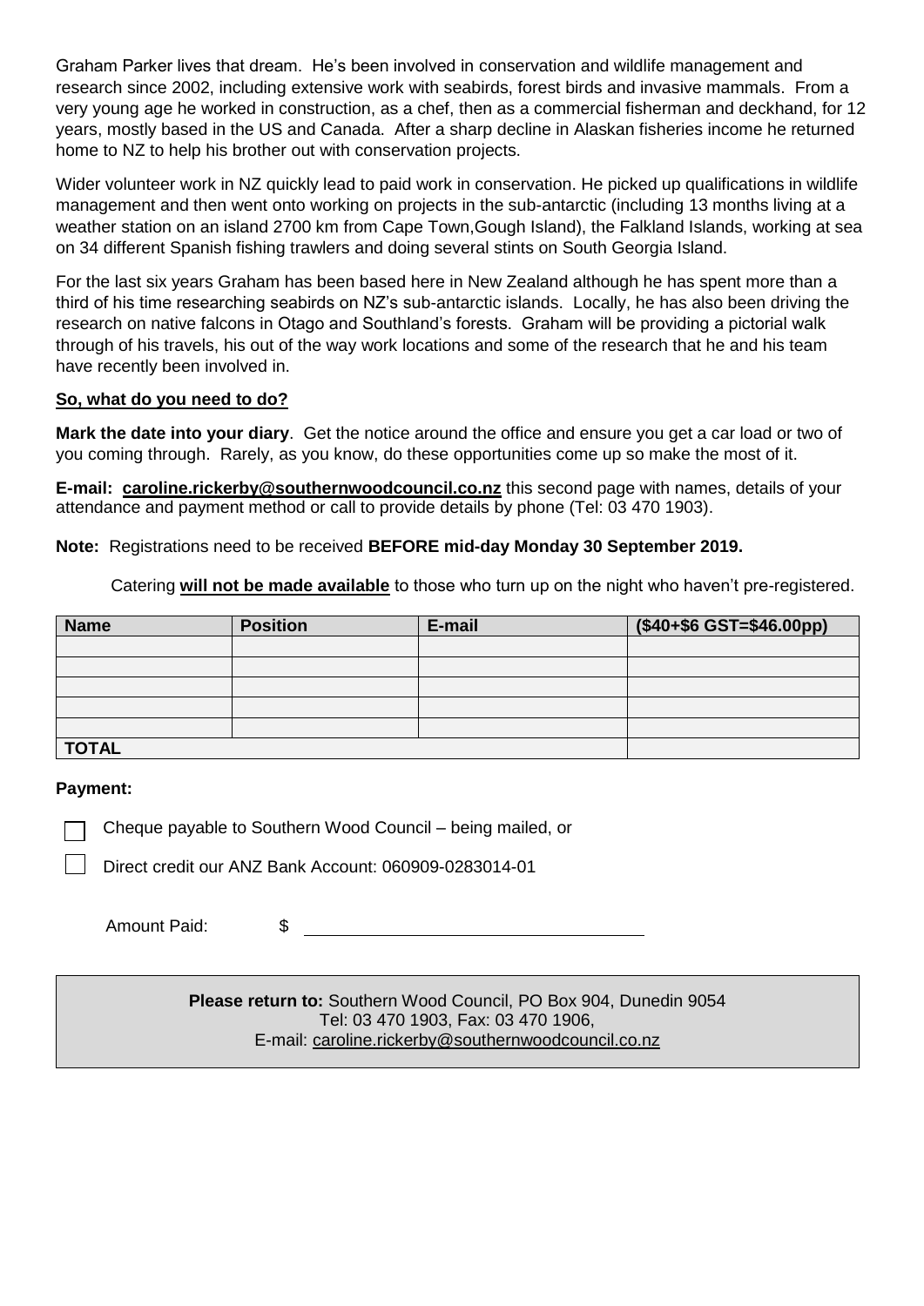Graham Parker lives that dream. He's been involved in conservation and wildlife management and research since 2002, including extensive work with seabirds, forest birds and invasive mammals. From a very young age he worked in construction, as a chef, then as a commercial fisherman and deckhand, for 12 years, mostly based in the US and Canada. After a sharp decline in Alaskan fisheries income he returned home to NZ to help his brother out with conservation projects.

Wider volunteer work in NZ quickly lead to paid work in conservation. He picked up qualifications in wildlife management and then went onto working on projects in the sub-antarctic (including 13 months living at a weather station on an island 2700 km from Cape Town,Gough Island), the Falkland Islands, working at sea on 34 different Spanish fishing trawlers and doing several stints on South Georgia Island.

For the last six years Graham has been based here in New Zealand although he has spent more than a third of his time researching seabirds on NZ's sub-antarctic islands. Locally, he has also been driving the research on native falcons in Otago and Southland's forests. Graham will be providing a pictorial walk through of his travels, his out of the way work locations and some of the research that he and his team have recently been involved in.

**So, what do you need to do?**

**Mark the date into your diary**. Get the notice around the office and ensure you get a car load or two of you coming through. Rarely, as you know, do these opportunities come up so make the most of it.

**E-mail: caroline.rickerby@southernwoodcouncil.co.nz** this second page with names, details of your attendance and payment method or call to provide details by phone (Tel: 03 470 1903).

**Note:** Registrations need to be received **BEFORE mid-day Monday 30 September 2019.**

Catering **will not be made available** to those who turn up on the night who haven't pre-registered.

| Name | Position | E-mail | ($40+$6 GST=$46.00pp) |
|---|---|---|---|
| | | | |
| | | | |
| | | | |
| | | | |
| | | | |
| **TOTAL** | | | |

**Payment:**

☐ Cheque payable to Southern Wood Council – being mailed, or

☐ Direct credit our ANZ Bank Account: 060909-0283014-01

Amount Paid: $ ____________________

**Please return to:** Southern Wood Council, PO Box 904, Dunedin 9054
Tel: 03 470 1903, Fax: 03 470 1906,
E-mail: caroline.rickerby@southernwoodcouncil.co.nz